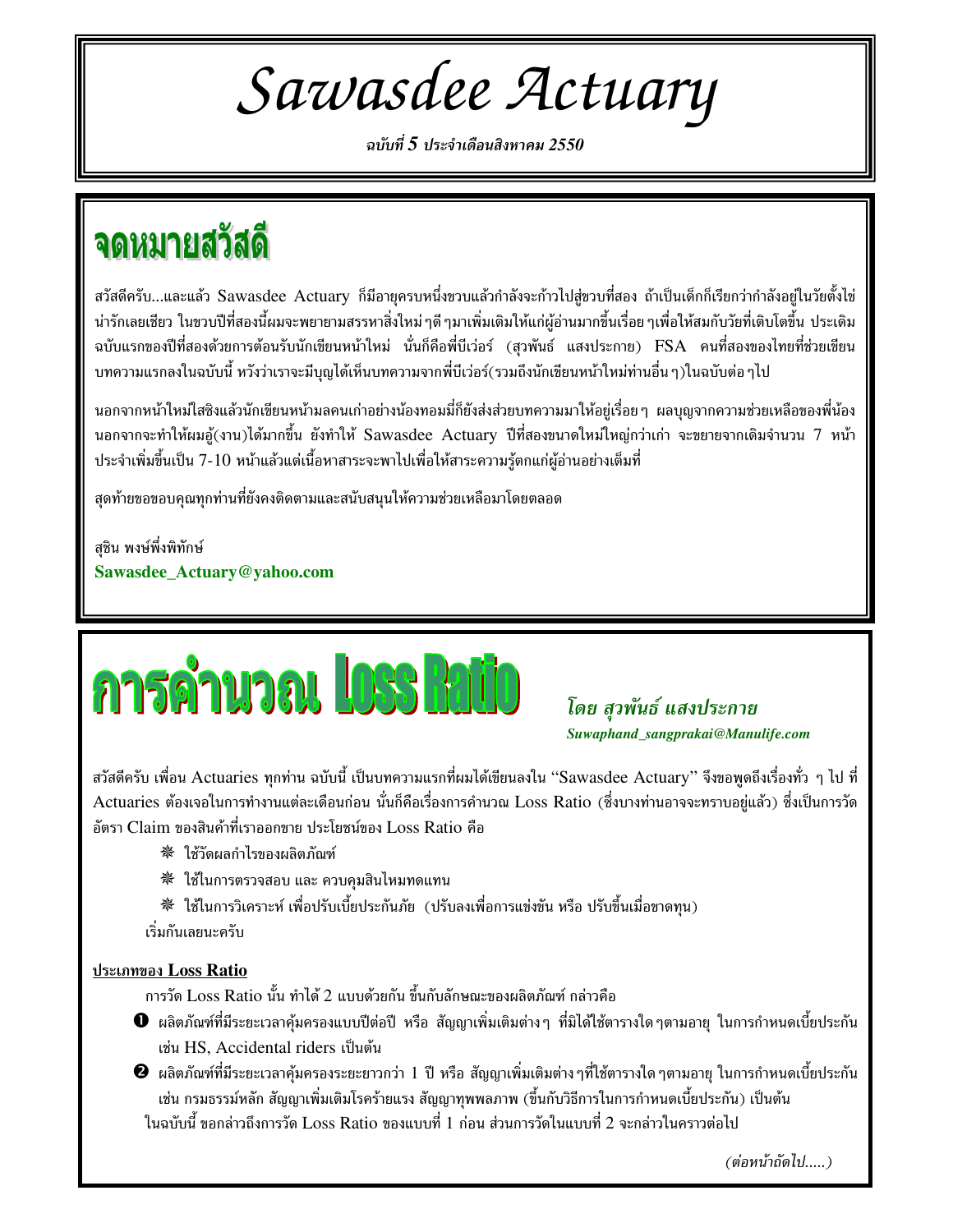# *Sawasdee Actuary*

***ฉบับที่ 5 ประจำเดือนสิงหาคม 2550***

## จดหมายสวัสดี

สวัสดีครับ...และแล้ว Sawasdee Actuary ก็มีอายุครบหนึ่งขวบแล้วกำลังจะก้าวไปสู่ขวบที่สอง ถ้าเป็นเด็กก็เรียกว่ากำลังอยู่ในวัยตั้งไข่น่ารักเลยเชียว ในขวบปีที่สองนี้ผมจะพยายามสรรหาสิ่งใหม่ๆดีๆมาเพิ่มเติมให้แก่ผู้อ่านมากขึ้นเรื่อยๆเพื่อให้สมกับวัยที่เติบโตขึ้น ประเดิมฉบับแรกของปีที่สองด้วยการต้อนรับนักเขียนหน้าใหม่ นั่นก็คือพี่บีเว่อร์ (สุวพันธ์ แสงประกาย) FSA คนที่สองของไทยที่ช่วยเขียนบทความแรกลงในฉบับนี้ หวังว่าเราจะมีบุญได้เห็นบทความจากพี่บีเว่อร์(รวมถึงนักเขียนหน้าใหม่ท่านอื่นๆ)ในฉบับต่อๆไป

นอกจากหน้าใหม่ใสซิงแล้วนักเขียนหน้ามลคนเก่าอย่างน้องทอมมี่ก็ยังส่งส่วยบทความมาให้อยู่เรื่อยๆ ผลบุญจากความช่วยเหลือของพี่น้องนอกจากจะทำให้ผมอู้(งาน)ได้มากขึ้น ยังทำให้ Sawasdee Actuary ปีที่สองขนาดใหม่ใหญ่กว่าเก่า จะขยายจากเดิมจำนวน 7 หน้าประจำเพิ่มขึ้นเป็น 7-10 หน้าแล้วแต่เนื้อหาสาระจะพาไปเพื่อให้สาระความรู้ตกแก่ผู้อ่านอย่างเต็มที่

สุดท้ายขอขอบคุณทุกท่านที่ยังคงติดตามและสนับสนุนให้ความช่วยเหลือมาโดยตลอด

สุชิน พงษ์พึ่งพิทักษ์
**Sawasdee_Actuary@yahoo.com**

## การคำนวณ Loss Ratio

***โดย สุวพันธ์ แสงประกาย***
***Suwaphand_sangprakai@Manulife.com***

สวัสดีครับ เพื่อน Actuaries ทุกท่าน ฉบับนี้ เป็นบทความแรกที่ผมได้เขียนลงใน "Sawasdee Actuary" จึงขอพูดถึงเรื่องทั่ว ๆ ไป ที่ Actuaries ต้องเจอในการทำงานแต่ละเดือนก่อน นั่นก็คือเรื่องการคำนวณ Loss Ratio (ซึ่งบางท่านอาจจะทราบอยู่แล้ว) ซึ่งเป็นการวัดอัตรา Claim ของสินค้าที่เราออกขาย ประโยชน์ของ Loss Ratio คือ

- ใช้วัดผลกำไรของผลิตภัณฑ์
- ใช้ในการตรวจสอบ และ ควบคุมสินไหมทดแทน
- ใช้ในการวิเคราะห์ เพื่อปรับเบี้ยประกันภัย (ปรับลงเพื่อการแข่งขัน หรือ ปรับขึ้นเมื่อขาดทุน)

เริ่มกันเลยนะครับ

**ประเภทของ Loss Ratio**

การวัด Loss Ratio นั้น ทำได้ 2 แบบด้วยกัน ขึ้นกับลักษณะของผลิตภัณฑ์ กล่าวคือ

1. ผลิตภัณฑ์ที่มีระยะเวลาคุ้มครองแบบปีต่อปี หรือ สัญญาเพิ่มเติมต่างๆ ที่มิได้ใช้ตารางใดๆตามอายุ ในการกำหนดเบี้ยประกัน เช่น HS, Accidental riders เป็นต้น
2. ผลิตภัณฑ์ที่มีระยะเวลาคุ้มครองระยะยาวกว่า 1 ปี หรือ สัญญาเพิ่มเติมต่างๆที่ใช้ตารางใดๆตามอายุ ในการกำหนดเบี้ยประกัน เช่น กรมธรรม์หลัก สัญญาเพิ่มเติมโรคร้ายแรง สัญญาทุพพลภาพ (ขึ้นกับวิธีการในการกำหนดเบี้ยประกัน) เป็นต้น

ในฉบับนี้ ขอกล่าวถึงการวัด Loss Ratio ของแบบที่ 1 ก่อน ส่วนการวัดในแบบที่ 2 จะกล่าวในคราวต่อไป

*(ต่อหน้าถัดไป.....)*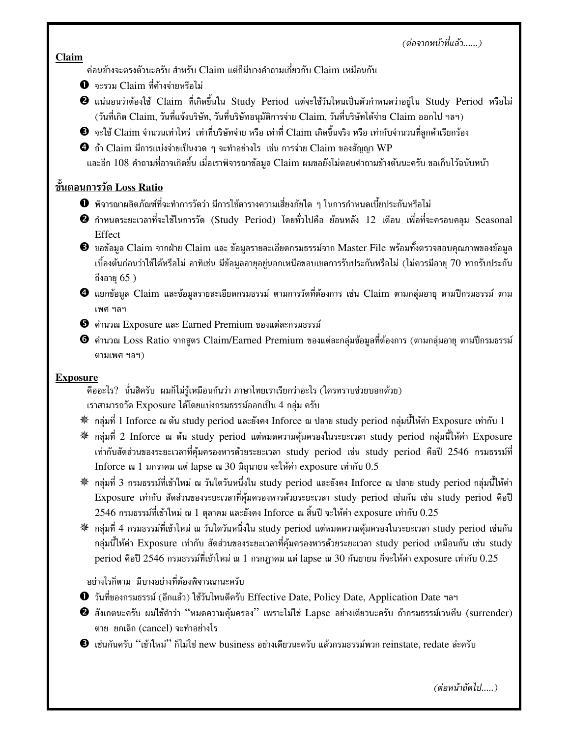*(ต่อจากหน้าที่แล้ว......)*

**Claim**

ค่อนข้างจะตรงตัวนะครับ สำหรับ Claim แต่ก็มีบางคำถามเกี่ยวกับ Claim เหมือนกัน

❶ จะรวม Claim ที่ค้างจ่ายหรือไม่

❷ แน่นอนว่าต้องใช้ Claim ที่เกิดขึ้นใน Study Period แต่จะใช้วันไหนเป็นตัวกำหนดว่าอยู่ใน Study Period หรือไม่ (วันที่เกิด Claim, วันที่แจ้งบริษัท, วันที่บริษัทอนุมัติการจ่าย Claim, วันที่บริษัทได้จ่าย Claim ออกไป ฯลฯ)

❸ จะใช้ Claim จำนวนเท่าไหร่ เท่าที่บริษัทจ่าย หรือ เท่าที่ Claim เกิดขึ้นจริง หรือ เท่ากับจำนวนที่ลูกค้าเรียกร้อง

❹ ถ้า Claim มีการแบ่งจ่ายเป็นงวด ๆ จะทำอย่างไร เช่น การจ่าย Claim ของสัญญา WP

และอีก 108 คำถามที่อาจเกิดขึ้น เมื่อเราพิจารณาข้อมูล Claim ผมขอยังไม่ตอบคำถามข้างต้นนะครับ ขอเก็บไว้ฉบับหน้า

**ขั้นตอนการวัด Loss Ratio**

❶ พิจารณาผลิตภัณฑ์ที่จะทำการวัดว่า มีการใช้ตารางความเสี่ยงภัยใด ๆ ในการกำหนดเบี้ยประกันหรือไม่

❷ กำหนดระยะเวลาที่จะใช้ในการวัด (Study Period) โดยทั่วไปคือ ย้อนหลัง 12 เดือน เพื่อที่จะครอบคลุม Seasonal Effect

❸ ขอข้อมูล Claim จากฝ่าย Claim และ ข้อมูลรายละเอียดกรมธรรม์จาก Master File พร้อมทั้งตรวจสอบคุณภาพของข้อมูลเบื้องต้นก่อนว่าใช้ได้หรือไม่ อาทิเช่น มีข้อมูลอายุอยู่นอกเหนือขอบเขตการรับประกันหรือไม่ (ไม่ควรมีอายุ 70 หากรับประกันถึงอายุ 65 )

❹ แยกข้อมูล Claim และข้อมูลรายละเอียดกรมธรรม์ ตามการวัดที่ต้องการ เช่น Claim ตามกลุ่มอายุ ตามปีกรมธรรม์ ตามเพศ ฯลฯ

❺ คำนวณ Exposure และ Earned Premium ของแต่ละกรมธรรม์

❻ คำนวณ Loss Ratio จากสูตร Claim/Earned Premium ของแต่ละกลุ่มข้อมูลที่ต้องการ (ตามกลุ่มอายุ ตามปีกรมธรรม์ ตามเพศ ฯลฯ)

**Exposure**

คืออะไร? นั่นสิครับ ผมก็ไม่รู้เหมือนกันว่า ภาษาไทยเราเรียกว่าอะไร (ใครทราบช่วยบอกด้วย)

เราสามารถวัด Exposure ได้โดยแบ่งกรมธรรม์ออกเป็น 4 กลุ่ม ครับ

❋ กลุ่มที่ 1 Inforce ณ ต้น study period และยังคง Inforce ณ ปลาย study period กลุ่มนี้ให้ค่า Exposure เท่ากับ 1

❋ กลุ่มที่ 2 Inforce ณ ต้น study period แต่หมดความคุ้มครองในระยะเวลา study period กลุ่มนี้ให้ค่า Exposure เท่ากับสัดส่วนของระยะเวลาที่คุ้มครองหารด้วยระยะเวลา study period เช่น study period คือปี 2546 กรมธรรม์ที่ Inforce ณ 1 มกราคม แต่ lapse ณ 30 มิถุนายน จะให้ค่า exposure เท่ากับ 0.5

❋ กลุ่มที่ 3 กรมธรรม์ที่เข้าใหม่ ณ วันใดวันหนึ่งใน study period และยังคง Inforce ณ ปลาย study period กลุ่มนี้ให้ค่า Exposure เท่ากับ สัดส่วนของระยะเวลาที่คุ้มครองหารด้วยระยะเวลา study period เช่นกัน เช่น study period คือปี 2546 กรมธรรม์ที่เข้าใหม่ ณ 1 ตุลาคม และยังคง Inforce ณ สิ้นปี จะให้ค่า exposure เท่ากับ 0.25

❋ กลุ่มที่ 4 กรมธรรม์ที่เข้าใหม่ ณ วันใดวันหนึ่งใน study period แต่หมดความคุ้มครองในระยะเวลา study period เช่นกัน กลุ่มนี้ให้ค่า Exposure เท่ากับ สัดส่วนของระยะเวลาที่คุ้มครองหารด้วยระยะเวลา study period เหมือนกัน เช่น study period คือปี 2546 กรมธรรม์ที่เข้าใหม่ ณ 1 กรกฎาคม แต่ lapse ณ 30 กันยายน ก็จะให้ค่า exposure เท่ากับ 0.25

อย่างไรก็ตาม มีบางอย่างที่ต้องพิจารณานะครับ

❶ วันที่ของกรมธรรม์ (อีกแล้ว) ใช้วันไหนดีครับ Effective Date, Policy Date, Application Date ฯลฯ

❷ สังเกตนะครับ ผมใช้คำว่า ''หมดความคุ้มครอง'' เพราะไม่ใช่ Lapse อย่างเดียวนะครับ ถ้ากรมธรรม์เวนคืน (surrender) ตาย ยกเลิก (cancel) จะทำอย่างไร

❸ เช่นกันครับ ''เข้าใหม่'' ก็ไม่ใช่ new business อย่างเดียวนะครับ แล้วกรมธรรม์พวก reinstate, redate ล่ะครับ

*(ต่อหน้าถัดไป.....)*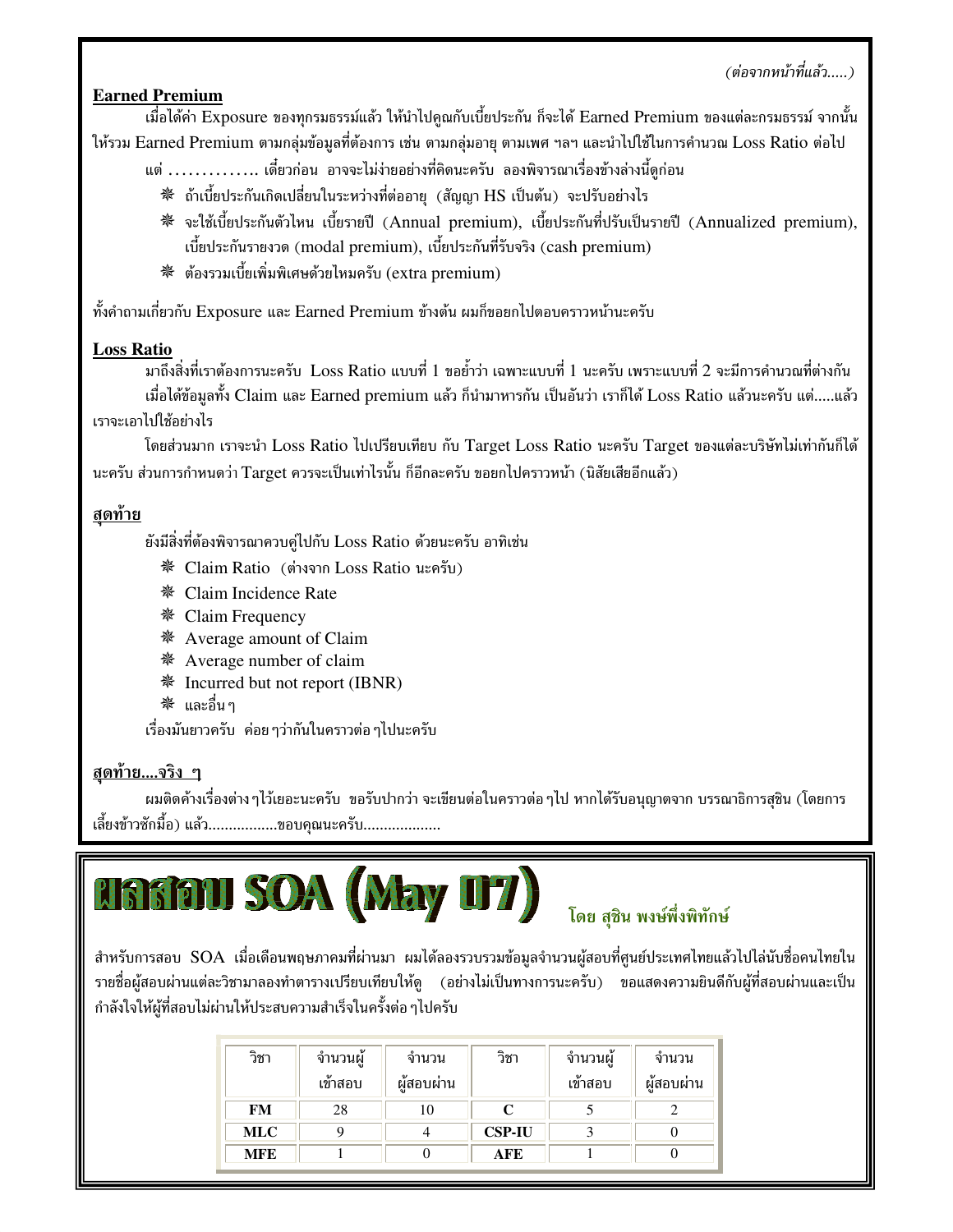*(ต่อจากหน้าที่แล้ว.....)*

**Earned Premium**

เมื่อได้ค่า Exposure ของทุกรมธรรม์แล้ว ให้นำไปคูณกับเบี้ยประกัน ก็จะได้ Earned Premium ของแต่ละกรมธรรม์ จากนั้นให้รวม Earned Premium ตามกลุ่มข้อมูลที่ต้องการ เช่น ตามกลุ่มอายุ ตามเพศ ฯลฯ และนำไปใช้ในการคำนวณ Loss Ratio ต่อไป

แต่ ………….. เดี๋ยวก่อน อาจจะไม่ง่ายอย่างที่คิดนะครับ ลองพิจารณาเรื่องข้างล่างนี้ดูก่อน

- ถ้าเบี้ยประกันเกิดเปลี่ยนในระหว่างที่ต่ออายุ (สัญญา HS เป็นต้น) จะปรับอย่างไร
- จะใช้เบี้ยประกันตัวไหน เบี้ยรายปี (Annual premium), เบี้ยประกันที่ปรับเป็นรายปี (Annualized premium), เบี้ยประกันรายงวด (modal premium), เบี้ยประกันที่รับจริง (cash premium)
- ต้องรวมเบี้ยเพิ่มพิเศษด้วยไหมครับ (extra premium)

ทั้งคำถามเกี่ยวกับ Exposure และ Earned Premium ข้างต้น ผมก็ขอยกไปตอบคราวหน้านะครับ

**Loss Ratio**

มาถึงสิ่งที่เราต้องการนะครับ Loss Ratio แบบที่ 1 ขอย้ำว่า เฉพาะแบบที่ 1 นะครับ เพราะแบบที่ 2 จะมีการคำนวณที่ต่างกัน เมื่อได้ข้อมูลทั้ง Claim และ Earned premium แล้ว ก็นำมาหารกัน เป็นอันว่า เราก็ได้ Loss Ratio แล้วนะครับ แต่.....แล้วเราจะเอาไปใช้อย่างไร

โดยส่วนมาก เราจะนำ Loss Ratio ไปเปรียบเทียบ กับ Target Loss Ratio นะครับ Target ของแต่ละบริษัทไม่เท่ากันก็ได้นะครับ ส่วนการกำหนดว่า Target ควรจะเป็นเท่าไรนั้น ก็อีกละครับ ขอยกไปคราวหน้า (นิสัยเสียอีกแล้ว)

**สุดท้าย**

ยังมีสิ่งที่ต้องพิจารณาควบคู่ไปกับ Loss Ratio ด้วยนะครับ อาทิเช่น

- Claim Ratio (ต่างจาก Loss Ratio นะครับ)
- Claim Incidence Rate
- Claim Frequency
- Average amount of Claim
- Average number of claim
- Incurred but not report (IBNR)
- และอื่นๆ

เรื่องมันยาวครับ ค่อยๆว่ากันในคราวต่อๆไปนะครับ

**สุดท้าย....จริง ๆ**

ผมติดค้างเรื่องต่างๆไว้เยอะนะครับ ขอรับปากว่า จะเขียนต่อในคราวต่อๆไป หากได้รับอนุญาตจาก บรรณาธิการสุชิน (โดยการเลี้ยงข้าวซักมื้อ) แล้ว.................ขอบคุณนะครับ...................

# ผลสอบ SOA (May 07)

**โดย สุชิน พงษ์พึ่งพิทักษ์**

สำหรับการสอบ SOA เมื่อเดือนพฤษภาคมที่ผ่านมา ผมได้ลองรวบรวมข้อมูลจำนวนผู้สอบที่ศูนย์ประเทศไทยแล้วไปไล่นับชื่อคนไทยในรายชื่อผู้สอบผ่านแต่ละวิชามาลองทำตารางเปรียบเทียบให้ดู (อย่างไม่เป็นทางการนะครับ) ขอแสดงความยินดีกับผู้ที่สอบผ่านและเป็นกำลังใจให้ผู้ที่สอบไม่ผ่านให้ประสบความสำเร็จในครั้งต่อๆไปครับ

| วิชา | จำนวนผู้เข้าสอบ | จำนวนผู้สอบผ่าน | วิชา | จำนวนผู้เข้าสอบ | จำนวนผู้สอบผ่าน |
|---|---|---|---|---|---|
| **FM** | 28 | 10 | **C** | 5 | 2 |
| **MLC** | 9 | 4 | **CSP-IU** | 3 | 0 |
| **MFE** | 1 | 0 | **AFE** | 1 | 0 |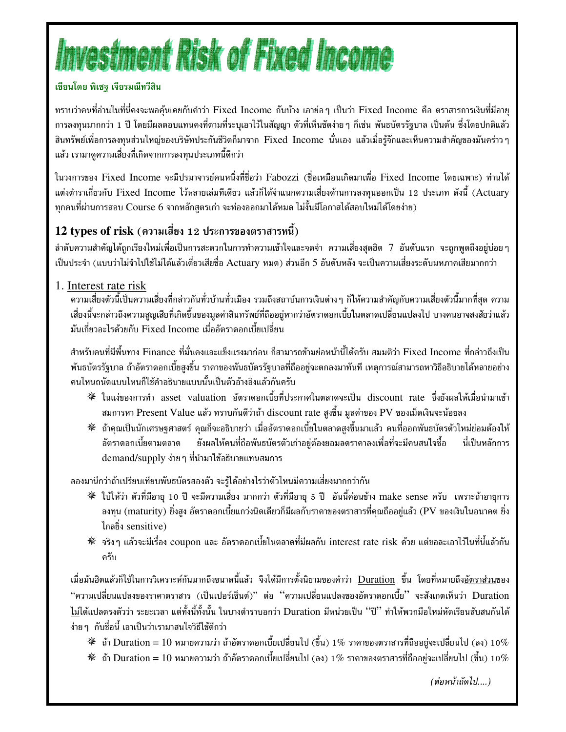# Investment Risk of Fixed Income

**เขียนโดย พิเชฐ เจียรมณีทวีสิน**

ทราบว่าคนที่อ่านในที่นี่คงจะพอคุ้นเคยกับคำว่า Fixed Income กันบ้าง เอาย่อ ๆ เป็นว่า Fixed Income คือ ตราสารการเงินที่มีอายุการลงทุนมากกว่า 1 ปี โดยมีผลตอบแทนคงที่ตามที่ระบุเอาไว้ในสัญญา ตัวที่เห็นชัดง่าย ๆ ก็เช่น พันธบัตรรัฐบาล เป็นต้น ซึ่งโดยปกติแล้ว สินทรัพย์เพื่อการลงทุนส่วนใหญ่ของบริษัทประกันชีวิตก็มาจาก Fixed Income นั่นเอง แล้วเมื่อรู้จักและเห็นความสำคัญของมันคร่าว ๆ แล้ว เรามาดูความเสี่ยงที่เกิดจากการลงทุนประเภทนี้ดีกว่า

ในวงการของ Fixed Income จะมีปรมาจารย์คนหนึ่งที่ชื่อว่า Fabozzi (ชื่อเหมือนเกิดมาเพื่อ Fixed Income โดยเฉพาะ) ท่านได้แต่งตำราเกี่ยวกับ Fixed Income ไว้หลายเล่มทีเดียว แล้วก็ได้จำแนกความเสี่ยงด้านการลงทุนออกเป็น 12 ประเภท ดังนี้ (Actuary ทุกคนที่ผ่านการสอบ Course 6 จากหลักสูตรเก่า จะท่องออกมาได้หมด ไม่งั้นมีโอกาสได้สอบใหม่ได้โดยง่าย)

## 12 types of risk (ความเสี่ยง 12 ประการของตราสารหนี้)

ลำดับความสำคัญได้ถูกเรียงใหม่เพื่อเป็นการสะดวกในการทำความเข้าใจและจดจำ ความเสี่ยงสุดฮิต 7 อันดับแรก จะถูกพูดถึงอยู่บ่อย ๆ เป็นประจำ (แบบว่าไม่จำไปใช้ไม่ได้แล้วเดี๋ยวเสียชื่อ Actuary หมด) ส่วนอีก 5 อันดับหลัง จะเป็นความเสี่ยงระดับมหภาคเสียมากกว่า

### 1. Interest rate risk

ความเสี่ยงตัวนี้เป็นความเสี่ยงที่กล่าวกันทั่วบ้านทั่วเมือง รวมถึงสถาบันการเงินต่าง ๆ ก็ให้ความสำคัญกับความเสี่ยงตัวนี้มากที่สุด ความเสี่ยงนี้จะกล่าวถึงความสูญเสียที่เกิดขึ้นของมูลค่าสินทรัพย์ที่ถืออยู่หากว่าอัตราดอกเบี้ยในตลาดเปลี่ยนแปลงไป บางคนอาจสงสัยว่าแล้วมันเกี่ยวอะไรด้วยกับ Fixed Income เมื่ออัตราดอกเบี้ยเปลี่ยน

สำหรับคนที่มีพื้นทาง Finance ที่มั่นคงและแข็งแรงมาก่อน ก็สามารถข้ามย่อหน้านี้ได้ครับ สมมติว่า Fixed Income ที่กล่าวถึงเป็นพันธบัตรรัฐบาล ถ้าอัตราดอกเบี้ยสูงขึ้น ราคาของพันธบัตรรัฐบาลที่ถืออยู่จะตกลงมาทันที เหตุการณ์สามารถหาวิธีอธิบายได้หลายอย่าง คนไหนถนัดแบบไหนก็ใช้คำอธิบายแบบนั้นเป็นตัวอ้างอิงแล้วกันครับ

- ในแง่ของการทำ asset valuation อัตราดอกเบี้ยที่ประกาศในตลาดจะเป็น discount rate ซึ่งยังผลให้เมื่อนำมาเข้าสมการหา Present Value แล้ว ทราบกันดีว่าถ้า discount rate สูงขึ้น มูลค่าของ PV ของเม็ดเงินจะน้อยลง
- ถ้าคุณเป็นนักเศรษฐศาสตร์ คุณก็จะอธิบายว่า เมื่ออัตราดอกเบี้ยในตลาดสูงขึ้นมาแล้ว คนที่ออกพันธบัตรตัวใหม่ย่อมต้องให้อัตราดอกเบี้ยตามตลาด ยังผลให้คนที่ถือพันธบัตรตัวเก่าอยู่ต้องยอมลดราคาลงเพื่อที่จะมีคนสนใจซื้อ นี่เป็นหลักการ demand/supply ง่าย ๆ ที่นำมาใช้อธิบายแทนสมการ

ลองมานึกว่าถ้าเปรียบเทียบพันธบัตรสองตัว จะรู้ได้อย่างไรว่าตัวไหนมีความเสี่ยงมากกว่ากัน

- ใบ้ให้ว่า ตัวที่มีอายุ 10 ปี จะมีความเสี่ยง มากกว่า ตัวที่มีอายุ 5 ปี อันนี้ค่อนข้าง make sense ครับ เพราะถ้าอายุการลงทุน (maturity) ยิ่งสูง อัตราดอกเบี้ยแกว่งนิดเดียวก็มีผลกับราคาของตราสารที่คุณถืออยู่แล้ว (PV ของเงินในอนาคต ยิ่งไกลยิ่ง sensitive)
- จริง ๆ แล้วจะมีเรื่อง coupon และ อัตราดอกเบี้ยในตลาดที่มีผลกับ interest rate risk ด้วย แต่ขอละเอาไว้ในที่นี้แล้วกันครับ

เมื่อมันฮิตแล้วก็ใช้ในการวิเคราะห์กันมากถึงขนาดนี้แล้ว จึงได้มีการตั้งนิยามของคำว่า Duration ขึ้น โดยที่หมายถึง<u>อัตราส่วน</u>ของ "ความเปลี่ยนแปลงของราคาตราสาร (เป็นเปอร์เซ็นต์)" ต่อ "ความเปลี่ยนแปลงของอัตราดอกเบี้ย" จะสังเกตเห็นว่า Duration <u>ไม่</u>ได้แปลตรงตัวว่า ระยะเวลา แต่ทั้งนี้ทั้งนั้น ในบางตำราบอกว่า Duration มีหน่วยเป็น "ปี" ทำให้พวกมือใหม่หัดเรียนสับสนกันได้ง่าย ๆ กับชื่อนี้ เอาเป็นว่าเรามาสนใจวิธีใช้ดีกว่า

- ถ้า Duration = 10 หมายความว่า ถ้าอัตราดอกเบี้ยเปลี่ยนไป (ขึ้น) 1% ราคาของตราสารที่ถืออยู่จะเปลี่ยนไป (ลง) 10%
- ถ้า Duration = 10 หมายความว่า ถ้าอัตราดอกเบี้ยเปลี่ยนไป (ลง) 1% ราคาของตราสารที่ถืออยู่จะเปลี่ยนไป (ขึ้น) 10%

*(ต่อหน้าถัดไป....)*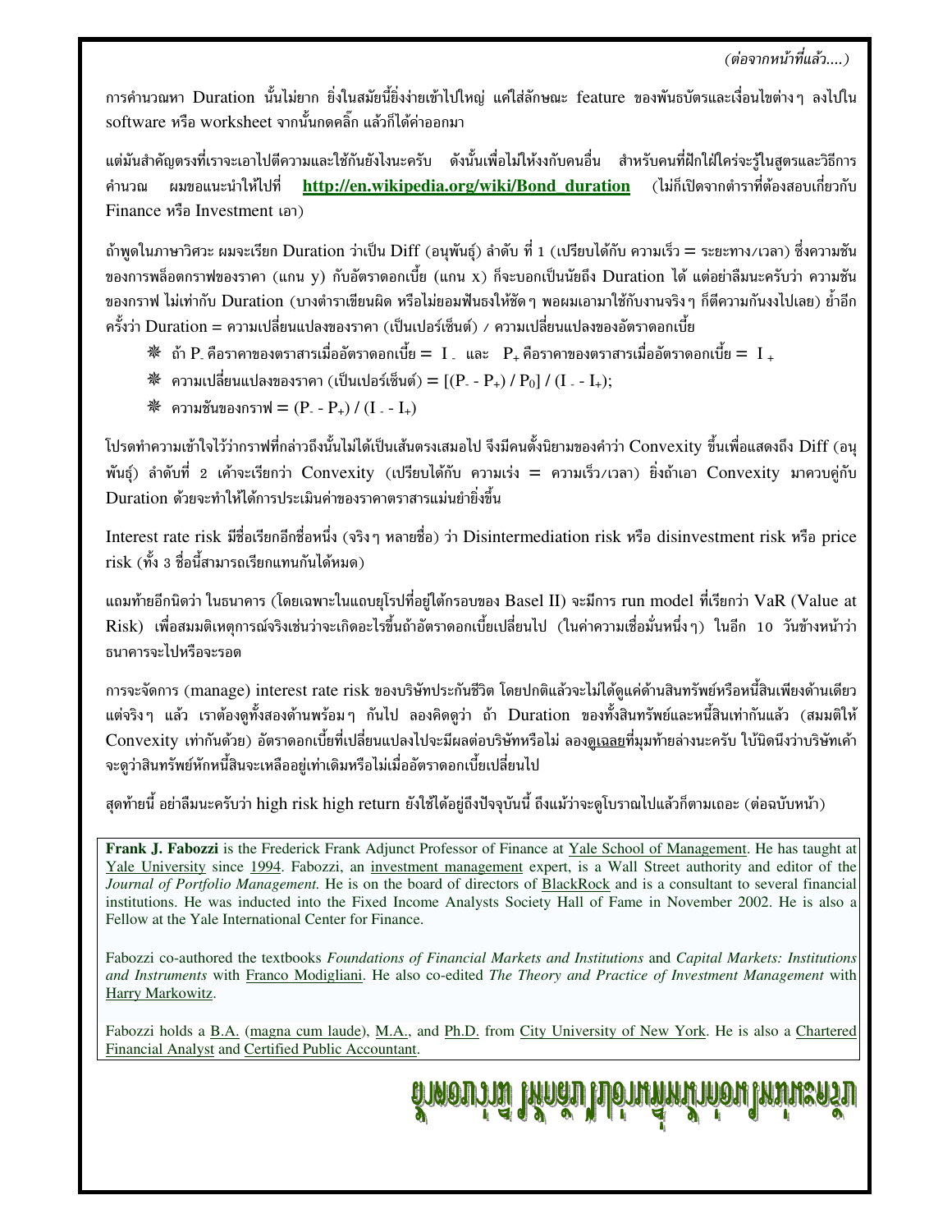*(ต่อจากหน้าที่แล้ว....)*

การคำนวณหา Duration นั้นไม่ยาก ยิ่งในสมัยนี้ยิ่งง่ายเข้าไปใหญ่ แค่ใส่ลักษณะ feature ของพันธบัตรและเงื่อนไขต่างๆ ลงไปใน software หรือ worksheet จากนั้นกดคลิ๊ก แล้วก็ได้ค่าออกมา

แต่มันสำคัญตรงที่เราจะเอาไปตีความและใช้กันยังไงนะครับ ดังนั้นเพื่อไม่ให้งงกับคนอื่น สำหรับคนที่ฝึกใฝ่ใคร่จะรู้ในสูตรและวิธีการคำนวณ ผมขอแนะนำให้ไปที่ **http://en.wikipedia.org/wiki/Bond_duration** (ไม่ก็เปิดจากตำราที่ต้องสอบเกี่ยวกับ Finance หรือ Investment เอา)

ถ้าพูดในภาษาวิศวะ ผมจะเรียก Duration ว่าเป็น Diff (อนุพันธุ์) ลำดับ ที่ 1 (เปรียบได้กับ ความเร็ว = ระยะทาง/เวลา) ซึ่งความชันของการพล็อตกราฟของราคา (แกน y) กับอัตราดอกเบี้ย (แกน x) ก็จะบอกเป็นนัยถึง Duration ได้ แต่อย่าลืมนะครับว่า ความชันของกราฟ ไม่เท่ากับ Duration (บางตำราเขียนผิด หรือไม่ยอมฟันธงให้ชัดๆ พอผมเอามาใช้กับงานจริงๆ ก็ตีความกันงงไปเลย) ย้ำอีกครั้งว่า Duration = ความเปลี่ยนแปลงของราคา (เป็นเปอร์เซ็นต์) / ความเปลี่ยนแปลงของอัตราดอกเบี้ย

- ถ้า $P_-$ คือราคาของตราสารเมื่ออัตราดอกเบี้ย = $I_-$ และ $P_+$ คือราคาของตราสารเมื่ออัตราดอกเบี้ย = $I_+$
- ความเปลี่ยนแปลงของราคา (เป็นเปอร์เซ็นต์) = $[(P_- - P_+) / P_0] / (I_- - I_+)$;
- ความชันของกราฟ = $(P_- - P_+) / (I_- - I_+)$

โปรดทำความเข้าใจไว้ว่ากราฟที่กล่าวถึงนั้นไม่ได้เป็นเส้นตรงเสมอไป จึงมีคนตั้งนิยามของคำว่า Convexity ขึ้นเพื่อแสดงถึง Diff (อนุพันธุ์) ลำดับที่ 2 เค้าจะเรียกว่า Convexity (เปรียบได้กับ ความเร่ง = ความเร็ว/เวลา) ยิ่งถ้าเอา Convexity มาควบคู่กับ Duration ด้วยจะทำให้ได้การประเมินค่าของราคาตราสารแม่นยำยิ่งขึ้น

Interest rate risk มีชื่อเรียกอีกชื่อหนึ่ง (จริงๆ หลายชื่อ) ว่า Disintermediation risk หรือ disinvestment risk หรือ price risk (ทั้ง 3 ชื่อนี้สามารถเรียกแทนกันได้หมด)

แถมท้ายอีกนิดว่า ในธนาคาร (โดยเฉพาะในแถบยุโรปที่อยู่ใต้กรอบของ Basel II) จะมีการ run model ที่เรียกว่า VaR (Value at Risk) เพื่อสมมติเหตุการณ์จริงเช่นว่าจะเกิดอะไรขึ้นถ้าอัตราดอกเบี้ยเปลี่ยนไป (ในค่าความเชื่อมั่นหนึ่งๆ) ในอีก 10 วันข้างหน้าว่าธนาคารจะไปหรือจะรอด

การจะจัดการ (manage) interest rate risk ของบริษัทประกันชีวิต โดยปกติแล้วจะไม่ได้ดูแค่ด้านสินทรัพย์หรือหนี้สินเพียงด้านเดียว แต่จริงๆ แล้ว เราต้องดูทั้งสองด้านพร้อมๆ กันไป ลองคิดดูว่า ถ้า Duration ของทั้งสินทรัพย์และหนี้สินเท่ากันแล้ว (สมมติให้ Convexity เท่ากันด้วย) อัตราดอกเบี้ยที่เปลี่ยนแปลงไปจะมีผลต่อบริษัทหรือไม่ ลองดูเฉลยที่มุมท้ายล่างนะครับ ใบ้นิดนึงว่าบริษัทเค้าจะดูว่าสินทรัพย์หักหนี้สินจะเหลืออยู่เท่าเดิมหรือไม่เมื่ออัตราดอกเบี้ยเปลี่ยนไป

สุดท้ายนี้ อย่าลืมนะครับว่า high risk high return ยังใช้ได้อยู่ถึงปัจจุบันนี้ ถึงแม้ว่าจะดูโบราณไปแล้วก็ตามเถอะ (ต่อฉบับหน้า)

**Frank J. Fabozzi** is the Frederick Frank Adjunct Professor of Finance at Yale School of Management. He has taught at Yale University since 1994. Fabozzi, an investment management expert, is a Wall Street authority and editor of the *Journal of Portfolio Management.* He is on the board of directors of BlackRock and is a consultant to several financial institutions. He was inducted into the Fixed Income Analysts Society Hall of Fame in November 2002. He is also a Fellow at the Yale International Center for Finance.

Fabozzi co-authored the textbooks *Foundations of Financial Markets and Institutions* and *Capital Markets: Institutions and Instruments* with Franco Modigliani. He also co-edited *The Theory and Practice of Investment Management* with Harry Markowitz.

Fabozzi holds a B.A. (magna cum laude), M.A., and Ph.D. from City University of New York. He is also a Chartered Financial Analyst and Certified Public Accountant.

ผู้ถือหุ้นจะพอใจ เพราะมูลค่าสินทรัพย์หักหนี้สินเท่าเดิม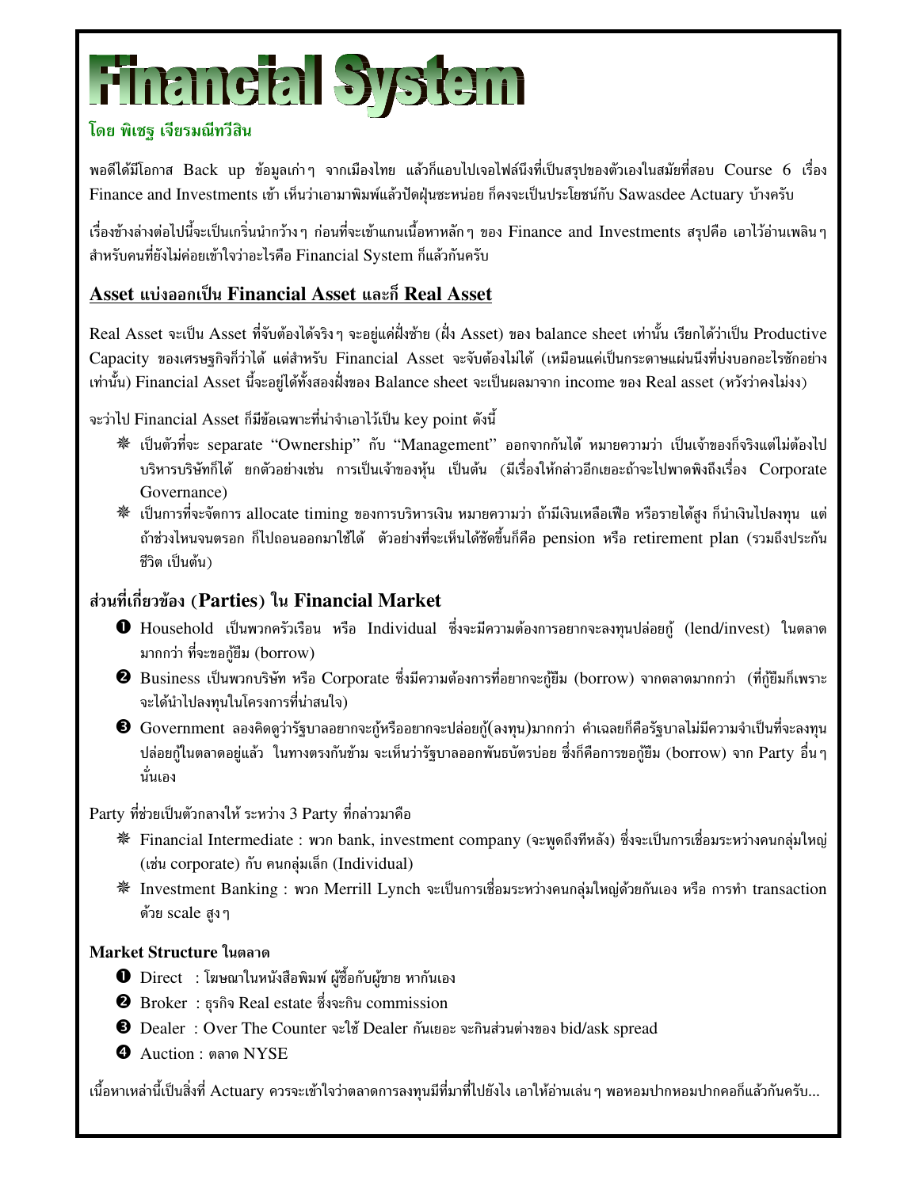# Financial System

**โดย พิเชฐ เจียรมณีทวีสิน**

พอดีได้มีโอกาส Back up ข้อมูลเก่าๆ จากเมืองไทย แล้วก็แอบไปเจอไฟล์นึงที่เป็นสรุปของตัวเองในสมัยที่สอบ Course 6 เรื่อง Finance and Investments เข้า เห็นว่าเอามาพิมพ์แล้วปัดฝุ่นซะหน่อย ก็คงจะเป็นประโยชน์กับ Sawasdee Actuary บ้างครับ

เรื่องข้างล่างต่อไปนี้จะเป็นเกริ่นนำกว้างๆ ก่อนที่จะเข้าแกนเนื้อหาหลักๆ ของ Finance and Investments สรุปคือ เอาไว้อ่านเพลินๆ สำหรับคนที่ยังไม่ค่อยเข้าใจว่าอะไรคือ Financial System ก็แล้วกันครับ

## Asset แบ่งออกเป็น Financial Asset และก็ Real Asset

Real Asset จะเป็น Asset ที่จับต้องได้จริงๆ จะอยู่แค่ฝั่งซ้าย (ฝั่ง Asset) ของ balance sheet เท่านั้น เรียกได้ว่าเป็น Productive Capacity ของเศรษฐกิจก็ว่าได้ แต่สำหรับ Financial Asset จะจับต้องไม่ได้ (เหมือนแค่เป็นกระดาษแผ่นนึงที่บ่งบอกอะไรซักอย่างเท่านั้น) Financial Asset นี้จะอยู่ได้ทั้งสองฝั่งของ Balance sheet จะเป็นผลมาจาก income ของ Real asset (หวังว่าคงไม่งง)

จะว่าไป Financial Asset ก็มีข้อเฉพาะที่น่าจำเอาไว้เป็น key point ดังนี้

- เป็นตัวที่จะ separate "Ownership" กับ "Management" ออกจากกันได้ หมายความว่า เป็นเจ้าของก็จริงแต่ไม่ต้องไปบริหารบริษัทก็ได้ ยกตัวอย่างเช่น การเป็นเจ้าของหุ้น เป็นต้น (มีเรื่องให้กล่าวอีกเยอะถ้าจะไปพาดพิงถึงเรื่อง Corporate Governance)
- เป็นการที่จะจัดการ allocate timing ของการบริหารเงิน หมายความว่า ถ้ามีเงินเหลือเฟือ หรือรายได้สูง ก็นำเงินไปลงทุน แต่ถ้าช่วงไหนจนตรอก ก็ไปถอนออกมาใช้ได้ ตัวอย่างที่จะเห็นได้ชัดขึ้นก็คือ pension หรือ retirement plan (รวมถึงประกันชีวิต เป็นต้น)

## ส่วนที่เกี่ยวข้อง (Parties) ใน Financial Market

1. Household เป็นพวกครัวเรือน หรือ Individual ซึ่งจะมีความต้องการอยากจะลงทุนปล่อยกู้ (lend/invest) ในตลาดมากกว่า ที่จะขอกู้ยืม (borrow)
2. Business เป็นพวกบริษัท หรือ Corporate ซึ่งมีความต้องการที่อยากจะกู้ยืม (borrow) จากตลาดมากกว่า (ที่กู้ยืมก็เพราะจะได้นำไปลงทุนในโครงการที่น่าสนใจ)
3. Government ลองคิดดูว่ารัฐบาลอยากจะกู้หรืออยากจะปล่อยกู้(ลงทุน)มากกว่า คำเฉลยก็คือรัฐบาลไม่มีความจำเป็นที่จะลงทุนปล่อยกู้ในตลาดอยู่แล้ว ในทางตรงกันข้าม จะเห็นว่ารัฐบาลออกพันธบัตรบ่อย ซึ่งก็คือการขอกู้ยืม (borrow) จาก Party อื่นๆ นั่นเอง

Party ที่ช่วยเป็นตัวกลางให้ ระหว่าง 3 Party ที่กล่าวมาคือ

- Financial Intermediate : พวก bank, investment company (จะพูดถึงทีหลัง) ซึ่งจะเป็นการเชื่อมระหว่างคนกลุ่มใหญ่ (เช่น corporate) กับ คนกลุ่มเล็ก (Individual)
- Investment Banking : พวก Merrill Lynch จะเป็นการเชื่อมระหว่างคนกลุ่มใหญ่ด้วยกันเอง หรือ การทำ transaction ด้วย scale สูงๆ

### Market Structure ในตลาด

1. Direct : โฆษณาในหนังสือพิมพ์ ผู้ซื้อกับผู้ขาย หากันเอง
2. Broker : ธุรกิจ Real estate ซึ่งจะกิน commission
3. Dealer : Over The Counter จะใช้ Dealer กันเยอะ จะกินส่วนต่างของ bid/ask spread
4. Auction : ตลาด NYSE

เนื้อหาเหล่านี้เป็นสิ่งที่ Actuary ควรจะเข้าใจว่าตลาดการลงทุนมีที่มาที่ไปยังไง เอาให้อ่านเล่นๆ พอหอมปากหอมปากคอก็แล้วกันครับ...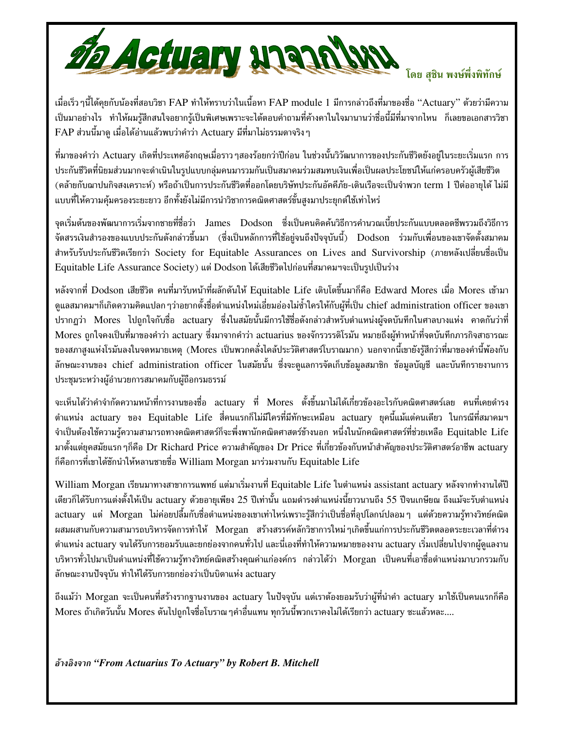# ชื่อ Actuary มาจากไหน

**โดย สุชิน พงษ์พึ่งพิทักษ์**

เมื่อเร็วๆนี้ได้คุยกับน้องที่สอบวิชา FAP ทำให้ทราบว่าในเนื้อหา FAP module 1 มีการกล่าวถึงที่มาของชื่อ "Actuary" ด้วยว่ามีความเป็นมาอย่างไร ทำให้ผมรู้สึกสนใจอยากรู้เป็นพิเศษเพราะจะได้ตอบคำถามที่ค้างคาในใจมานานว่าชื่อนี้มีที่มาจากไหน ก็เลยขอเอกสารวิชา FAP ส่วนนี้มาดู เมื่อได้อ่านแล้วพบว่าคำว่า Actuary มีที่มาไม่ธรรมดาจริงๆ

ที่มาของคำว่า Actuary เกิดที่ประเทศอังกฤษเมื่อราวๆสองร้อยกว่าปีก่อน ในช่วงนั้นวิวัฒนาการของประกันชีวิตยังอยู่ในระยะเริ่มแรก การประกันชีวิตที่นิยมส่วนมากจะดำเนินในรูปแบบกลุ่มคนมารวมกันเป็นสมาคมร่วมสมทบเงินเพื่อเป็นผลประโยชน์ให้แก่ครอบครัวผู้เสียชีวิต (คล้ายกับฌาปนกิจสงเคราะห์) หรือถ้าเป็นการประกันชีวิตที่ออกโดยบริษัทประกันอัคคีภัย-เดินเรือจะเป็นจำพวก term 1 ปีต่ออายุได้ ไม่มีแบบที่ให้ความคุ้มครองระยะยาว อีกทั้งยังไม่มีการนำวิชาการคณิตศาสตร์ขั้นสูงมาประยุกต์ใช้เท่าไหร่

จุดเริ่มต้นของพัฒนาการเริ่มจากชายที่ชื่อว่า James Dodson ซึ่งเป็นคนคิดค้นวิธีการคำนวณเบี้ยประกันแบบตลอดชีพรวมถึงวิธีการจัดสรรเงินสำรองของแบบประกันดังกล่าวขึ้นมา (ซึ่งเป็นหลักการที่ใช้อยู่จนถึงปัจจุบันนี้) Dodson ร่วมกับเพื่อนของเขาจัดตั้งสมาคมสำหรับรับประกันชีวิตเรียกว่า Society for Equitable Assurances on Lives and Survivorship (ภายหลังเปลี่ยนชื่อเป็น Equitable Life Assurance Society) แต่ Dodson ได้เสียชีวิตไปก่อนที่สมาคมฯจะเป็นรูปเป็นร่าง

หลังจากที่ Dodson เสียชีวิต คนที่มารับหน้าที่ผลักดันให้ Equitable Life เติบโตขึ้นมาก็คือ Edward Mores เมื่อ Mores เข้ามาดูแลสมาคมฯก็เกิดความคิดแปลกๆว่าอยากตั้งชื่อตำแหน่งใหม่เอี่ยมอ่องไม่ซ้ำใครให้กับผู้ที่เป็น chief administration officer ของเขา ปรากฏว่า Mores ไปถูกใจกับชื่อ actuary ซึ่งในสมัยนั้นมีการใช้ชื่อดังกล่าวสำหรับตำแหน่งผู้จดบันทึกในศาลบางแห่ง คาดกันว่าที่ Mores ถูกใจคงเป็นที่มาของคำว่า actuary ซึ่งมาจากคำว่า actuarius ของจักรวรรดิโรมัน หมายถึงผู้ทำหน้าที่จดบันทึกภารกิจสาธารณะของสภาสูงแห่งโรมันลงในจดหมายเหตุ (Mores เป็นพวกคลั่งไคล้ประวัติศาสตร์โบราณมาก) นอกจากนี้เขายังรู้สึกว่าที่มาของคำนี้พ้องกับลักษณะงานของ chief administration officer ในสมัยนั้น ซึ่งจะดูแลการจัดเก็บข้อมูลสมาชิก ข้อมูลบัญชี และบันทึกรายงานการประชุมระหว่างผู้อำนวยการสมาคมกับผู้ถือกรมธรรม์

จะเห็นได้ว่าคำจำกัดความหน้าที่การงานของชื่อ actuary ที่ Mores ตั้งขึ้นมาไม่ได้เกี่ยวข้องอะไรกับคณิตศาสตร์เลย คนที่เคยดำรงตำแหน่ง actuary ของ Equitable Life สี่คนแรกก็ไม่มีใครที่มีทักษะเหมือน actuary ยุคนี้แม้แต่คนเดียว ในกรณีที่สมาคมฯจำเป็นต้องใช้ความรู้ความสามารถทางคณิตศาสตร์ก็จะพึ่งพานักคณิตศาสตร์ข้างนอก หนึ่งในนักคณิตศาสตร์ที่ช่วยเหลือ Equitable Life มาตั้งแต่ยุคสมัยแรกๆก็คือ Dr Richard Price ความสำคัญของ Dr Price ที่เกี่ยวข้องกับหน้าสำคัญของประวัติศาสตร์อาชีพ actuary ก็คือการที่เขาได้ชักนำให้หลานชายชื่อ William Morgan มาร่วมงานกับ Equitable Life

William Morgan เรียนมาทางสาขาการแพทย์ แต่มาเริ่มงานที่ Equitable Life ในตำแหน่ง assistant actuary หลังจากทำงานได้ปีเดียวก็ได้รับการแต่งตั้งให้เป็น actuary ด้วยอายุเพียง 25 ปีเท่านั้น แถมดำรงตำแหน่งนี้ยาวนานถึง 55 ปีจนเกษียณ ถึงแม้จะรับตำแหน่ง actuary แต่ Morgan ไม่ค่อยปลื้มกับชื่อตำแหน่งของเขาเท่าไหร่เพราะรู้สึกว่าเป็นชื่อที่อุปโลกน์ปลอมๆ แต่ด้วยความรู้ทางวิทย์คณิตผสมผสานกับความสามารถบริหารจัดการทำให้ Morgan สร้างสรรค์หลักวิชาการใหม่ๆเกิดขึ้นแก่การประกันชีวิตตลอดระยะเวลาที่ดำรงตำแหน่ง actuary จนได้รับการยอมรับและยกย่องจากคนทั่วไป และนี่เองที่ทำให้ความหมายของงาน actuary เริ่มเปลี่ยนไปจากผู้ดูแลงานบริหารทั่วไปมาเป็นตำแหน่งที่ใช้ความรู้ทางวิทย์คณิตสร้างคุณค่าแก่องค์กร กล่าวได้ว่า Morgan เป็นคนที่เอาชื่อตำแหน่งมาบวกรวมกับลักษณะงานปัจจุบัน ทำให้ได้รับการยกย่องว่าเป็นบิดาแห่ง actuary

ถึงแม้ว่า Morgan จะเป็นคนที่สร้างรากฐานงานของ actuary ในปัจจุบัน แต่เราต้องยอมรับว่าผู้ที่นำคำ actuary มาใช้เป็นคนแรกก็คือ Mores ถ้าเกิดวันนั้น Mores ดันไปถูกใจชื่อโบราณๆคำอื่นแทน ทุกวันนี้พวกเราคงไม่ได้เรียกว่า actuary ซะแล้วหละ....

*อ้างอิงจาก* ***"From Actuarius To Actuary" by Robert B. Mitchell***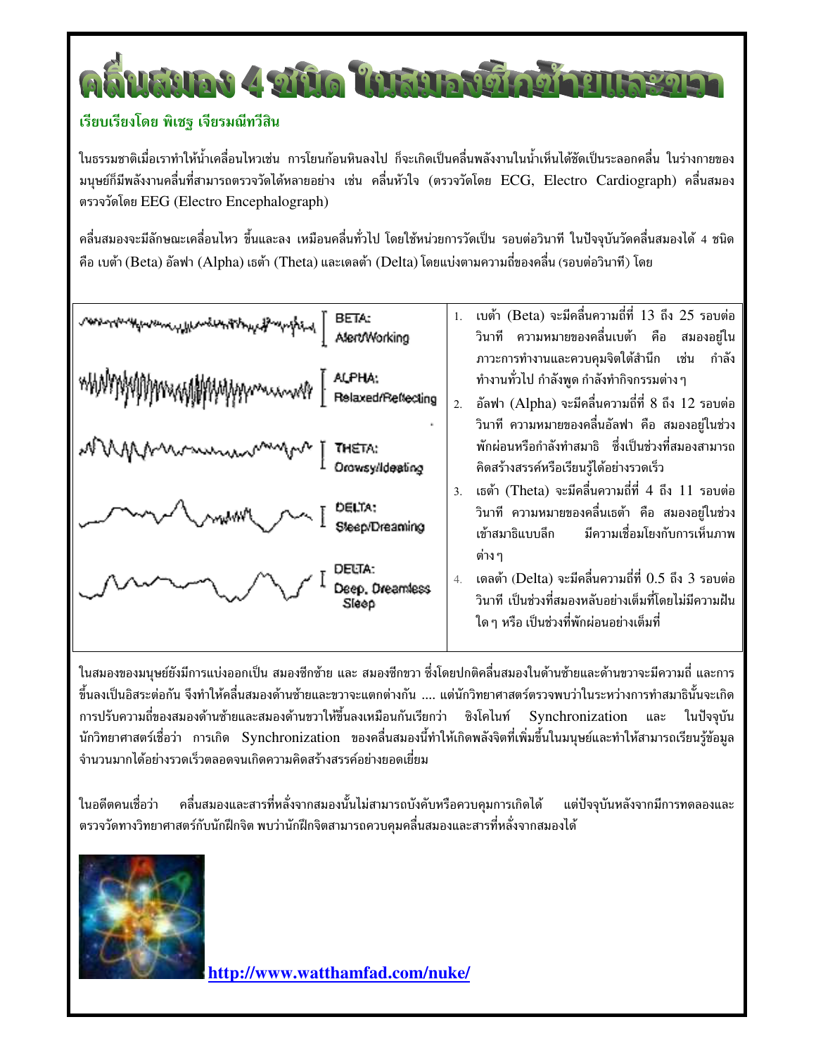# คลื่นสมอง 4 ชนิด ในสมองซีกซ้ายและขวา

**เรียบเรียงโดย พิเชฐ เจียรมณีทวีสิน**

ในธรรมชาติเมื่อเราทำให้น้ำเคลื่อนไหวเช่น การโยนก้อนหินลงไป ก็จะเกิดเป็นคลื่นพลังงานในน้ำเห็นได้ชัดเป็นระลอกคลื่น ในร่างกายของมนุษย์ก็มีพลังงานคลื่นที่สามารถตรวจวัดได้หลายอย่าง เช่น คลื่นหัวใจ (ตรวจวัดโดย ECG, Electro Cardiograph) คลื่นสมองตรวจวัดโดย EEG (Electro Encephalograph)

คลื่นสมองจะมีลักษณะเคลื่อนไหว ขึ้นและลง เหมือนคลื่นทั่วไป โดยใช้หน่วยการวัดเป็น รอบต่อวินาที ในปัจจุบันวัดคลื่นสมองได้ 4 ชนิด คือ เบต้า (Beta) อัลฟา (Alpha) เธต้า (Theta) และเดลต้า (Delta) โดยแบ่งตามความถี่ของคลื่น (รอบต่อวินาที) โดย

BETA: Alert/Working

ALPHA: Relaxed/Reflecting

THETA: Drowsy/Ideating

DELTA: Sleep/Dreaming

DELTA: Deep, Dreamless Sleep

1. เบต้า (Beta) จะมีคลื่นความถี่ที่ 13 ถึง 25 รอบต่อวินาที ความหมายของคลื่นเบต้า คือ สมองอยู่ในภาวะการทำงานและควบคุมจิตใต้สำนึก เช่น กำลังทำงานทั่วไป กำลังพูด กำลังทำกิจกรรมต่างๆ
2. อัลฟา (Alpha) จะมีคลื่นความถี่ที่ 8 ถึง 12 รอบต่อวินาที ความหมายของคลื่นอัลฟา คือ สมองอยู่ในช่วงพักผ่อนหรือกำลังทำสมาธิ ซึ่งเป็นช่วงที่สมองสามารถคิดสร้างสรรค์หรือเรียนรู้ได้อย่างรวดเร็ว
3. เธต้า (Theta) จะมีคลื่นความถี่ที่ 4 ถึง 11 รอบต่อวินาที ความหมายของคลื่นเธต้า คือ สมองอยู่ในช่วงเข้าสมาธิแบบลึก มีความเชื่อมโยงกับการเห็นภาพต่างๆ
4. เดลต้า (Delta) จะมีคลื่นความถี่ที่ 0.5 ถึง 3 รอบต่อวินาที เป็นช่วงที่สมองหลับอย่างเต็มที่โดยไม่มีความฝันใดๆ หรือ เป็นช่วงที่พักผ่อนอย่างเต็มที่

ในสมองของมนุษย์ยังมีการแบ่งออกเป็น สมองซีกซ้าย และ สมองซีกขวา ซึ่งโดยปกติคลื่นสมองในด้านซ้ายและด้านขวาจะมีความถี่ และการขึ้นลงเป็นอิสระต่อกัน จึงทำให้คลื่นสมองด้านซ้ายและขวาจะแตกต่างกัน .... แต่นักวิทยาศาสตร์ตรวจพบว่าในระหว่างการทำสมาธินั้นจะเกิดการปรับความถี่ของสมองด้านซ้ายและสมองด้านขวาให้ขึ้นลงเหมือนกันเรียกว่า ซิงโคไนท์ Synchronization และ ในปัจจุบันนักวิทยาศาสตร์เชื่อว่า การเกิด Synchronization ของคลื่นสมองนี้ทำให้เกิดพลังจิตที่เพิ่มขึ้นในมนุษย์และทำให้สามารถเรียนรู้ข้อมูลจำนวนมากได้อย่างรวดเร็วตลอดจนเกิดความคิดสร้างสรรค์อย่างยอดเยี่ยม

ในอดีตคนเชื่อว่า คลื่นสมองและสารที่หลั่งจากสมองนั้นไม่สามารถบังคับหรือควบคุมการเกิดได้ แต่ปัจจุบันหลังจากมีการทดลองและตรวจวัดทางวิทยาศาสตร์กับนักฝึกจิต พบว่านักฝึกจิตสามารถควบคุมคลื่นสมองและสารที่หลั่งจากสมองได้

**http://www.watthamfad.com/nuke/**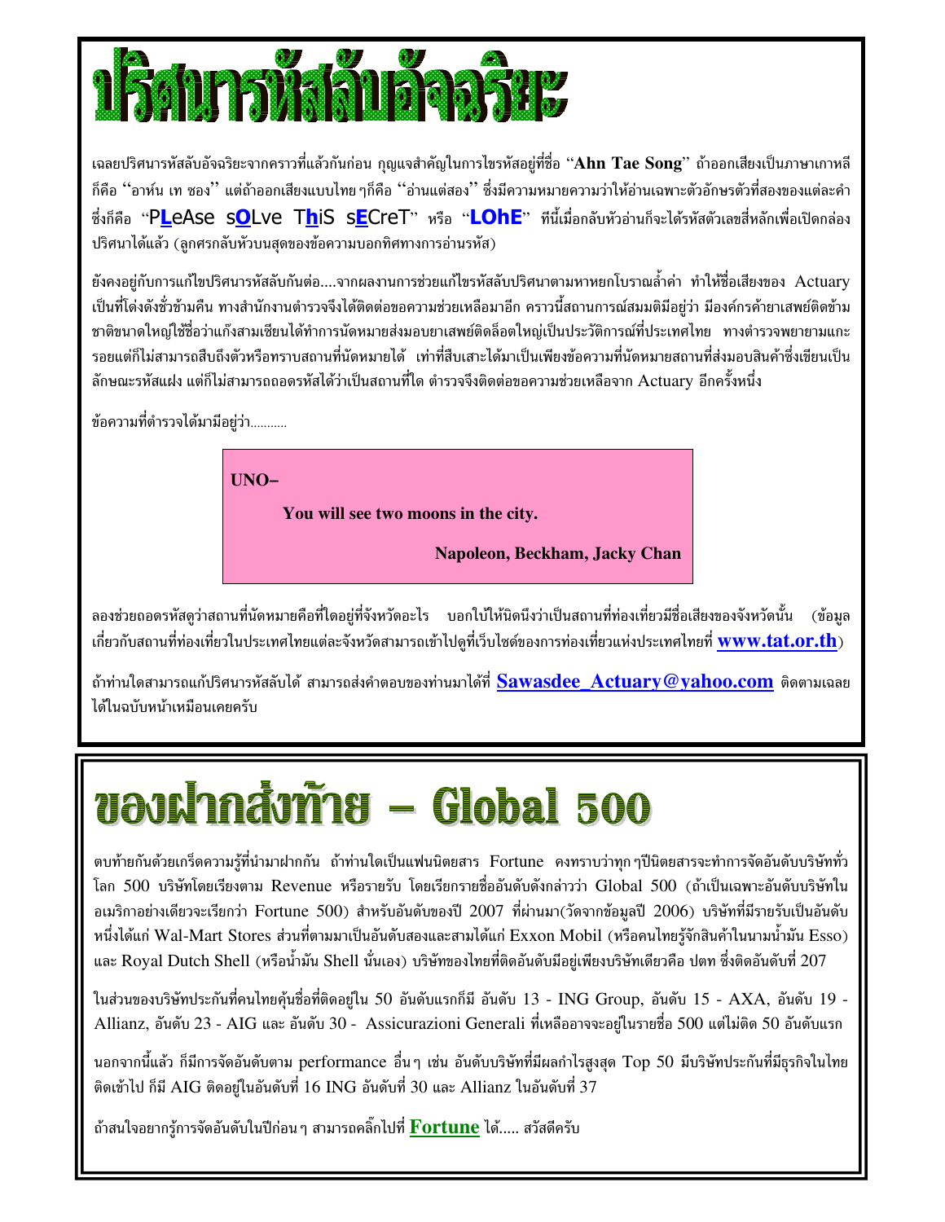# ปริศนารหัสลับอัจฉริยะ

เฉลยปริศนารหัสลับอัจฉริยะจากคราวที่แล้วกันก่อน กุญแจสำคัญในการไขรหัสอยู่ที่ชื่อ "**Ahn Tae Song**" ถ้าออกเสียงเป็นภาษาเกาหลีก็คือ "อาห์น เท ซอง" แต่ถ้าออกเสียงแบบไทย ๆก็คือ "อ่านแต่สอง" ซึ่งมีความหมายความว่าให้อ่านเฉพาะตัวอักษรตัวที่สองของแต่ละคำ ซึ่งก็คือ "P**L**eAse s**O**Lve T**h**iS s**E**CreT" หรือ "**LOhE**" ที่นี้เมื่อกลับหัวอ่านก็จะได้รหัสตัวเลขสี่หลักเพื่อเปิดกล่องปริศนาได้แล้ว (ลูกศรกลับหัวบนสุดของข้อความบอกทิศทางการอ่านรหัส)

ยังคงอยู่กับการแก้ไขปริศนารหัสลับกันต่อ....จากผลงานการช่วยแก้ไขรหัสลับปริศนาตามหาหยกโบราณล้ำค่า ทำให้ชื่อเสียงของ Actuary เป็นที่โด่งดังชั่วข้ามคืน ทางสำนักงานตำรวจจึงได้ติดต่อขอความช่วยเหลือมาอีก คราวนี้สถานการณ์สมมติมีอยู่ว่า มีองค์กรค้ายาเสพย์ติดข้ามชาติขนาดใหญ่ใช้ชื่อว่าแก๊งสามเซียนได้ทำการนัดหมายส่งมอบยาเสพย์ติดล็อตใหญ่เป็นประวัติการณ์ที่ประเทศไทย ทางตำรวจพยายามแกะรอยแต่ก็ไม่สามารถสืบถึงตัวหรือทราบสถานที่นัดหมายได้ เท่าที่สืบเสาะได้มาเป็นเพียงข้อความที่นัดหมายสถานที่ส่งมอบสินค้าซึ่งเขียนเป็นลักษณะรหัสแฝง แต่ก็ไม่สามารถถอดรหัสได้ว่าเป็นสถานที่ใด ตำรวจจึงติดต่อขอความช่วยเหลือจาก Actuary อีกครั้งหนึ่ง

ข้อความที่ตำรวจได้มามีอยู่ว่า..........

**UNO–**

**You will see two moons in the city.**

**Napoleon, Beckham, Jacky Chan**

ลองช่วยถอดรหัสดูว่าสถานที่นัดหมายคือที่ใดอยู่ที่จังหวัดอะไร บอกใบ้ให้นิดนึงว่าเป็นสถานที่ท่องเที่ยวมีชื่อเสียงของจังหวัดนั้น (ข้อมูลเกี่ยวกับสถานที่ท่องเที่ยวในประเทศไทยแต่ละจังหวัดสามารถเข้าไปดูที่เว็บไซต์ของการท่องเที่ยวแห่งประเทศไทยที่ **www.tat.or.th**)

ถ้าท่านใดสามารถแก้ปริศนารหัสลับได้ สามารถส่งคำตอบของท่านมาได้ที่ **Sawasdee_Actuary@yahoo.com** ติดตามเฉลยได้ในฉบับหน้าเหมือนเคยครับ

# ของฝากส่งท้าย – Global 500

ตบท้ายกันด้วยเกร็ดความรู้ที่นำมาฝากกัน ถ้าท่านใดเป็นแฟนนิตยสาร Fortune คงทราบว่าทุก ๆปีนิตยสารจะทำการจัดอันดับบริษัททั่วโลก 500 บริษัทโดยเรียงตาม Revenue หรือรายรับ โดยเรียกรายชื่ออันดับดังกล่าวว่า Global 500 (ถ้าเป็นเฉพาะอันดับบริษัทในอเมริกาอย่างเดียวจะเรียกว่า Fortune 500) สำหรับอันดับของปี 2007 ที่ผ่านมา(วัดจากข้อมูลปี 2006) บริษัทที่มีรายรับเป็นอันดับหนึ่งได้แก่ Wal-Mart Stores ส่วนที่ตามมาเป็นอันดับสองและสามได้แก่ Exxon Mobil (หรือคนไทยรู้จักสินค้าในนามน้ำมัน Esso) และ Royal Dutch Shell (หรือน้ำมัน Shell นั่นเอง) บริษัทของไทยที่ติดอันดับมีอยู่เพียงบริษัทเดียวคือ ปตท ซึ่งติดอันดับที่ 207

ในส่วนของบริษัทประกันที่คนไทยคุ้นชื่อที่ติดอยู่ใน 50 อันดับแรกก็มี อันดับ 13 - ING Group, อันดับ 15 - AXA, อันดับ 19 - Allianz, อันดับ 23 - AIG และ อันดับ 30 - Assicurazioni Generali ที่เหลืออาจจะอยู่ในรายชื่อ 500 แต่ไม่ติด 50 อันดับแรก

นอกจากนี้แล้ว ก็มีการจัดอันดับตาม performance อื่น ๆ เช่น อันดับบริษัทที่มีผลกำไรสูงสุด Top 50 มีบริษัทประกันที่มีธุรกิจในไทยติดเข้าไป ก็มี AIG ติดอยู่ในอันดับที่ 16 ING อันดับที่ 30 และ Allianz ในอันดับที่ 37

ถ้าสนใจอยากรู้การจัดอันดับในปีก่อน ๆ สามารถคลิ๊กไปที่ **Fortune** ได้..... สวัสดีครับ